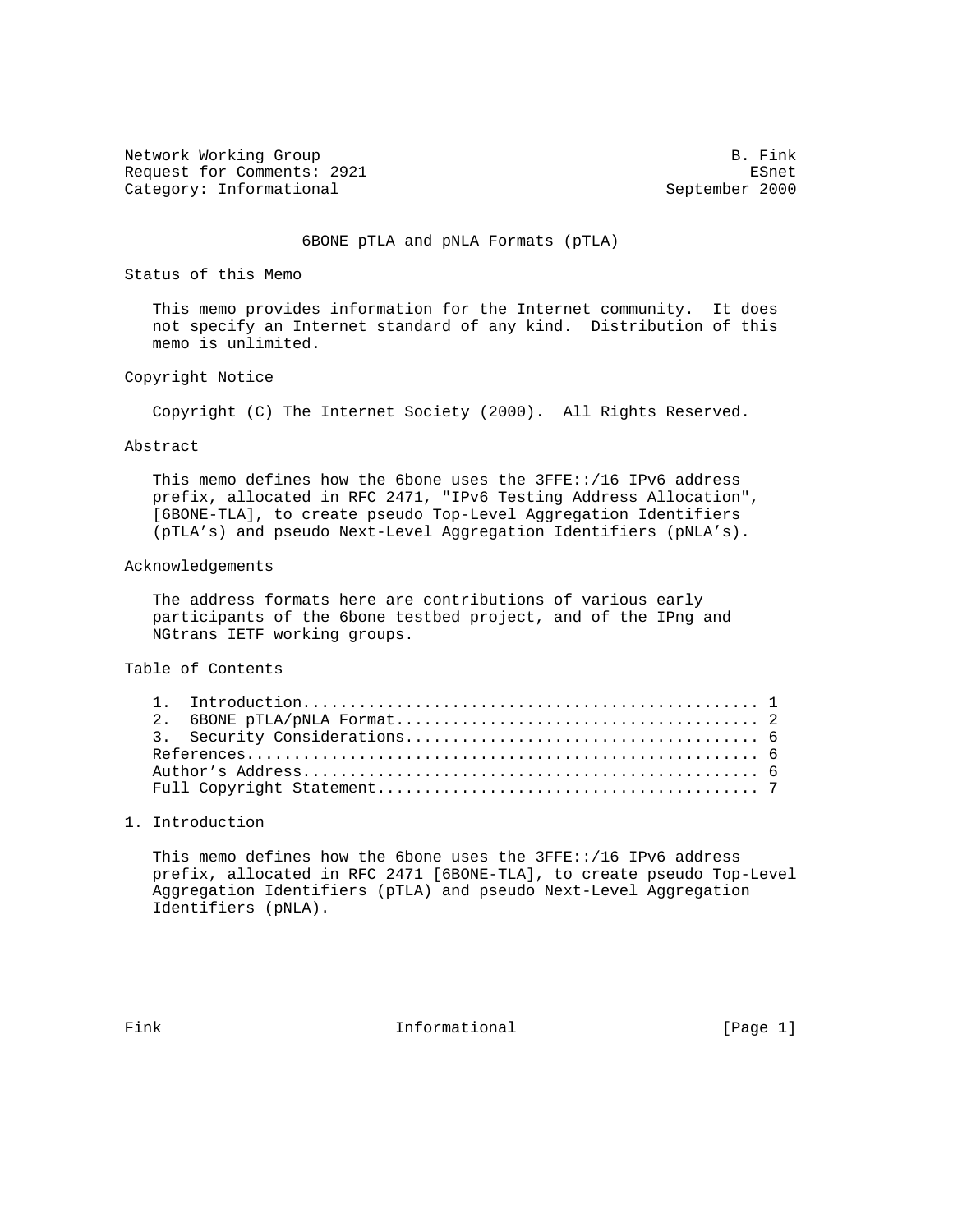Network Working Group B. Fink
Request for Comments: 2921 ESnet
Category: Informational September 2000

# 6BONE pTLA and pNLA Formats (pTLA)

## Status of this Memo

This memo provides information for the Internet community. It does not specify an Internet standard of any kind. Distribution of this memo is unlimited.

## Copyright Notice

Copyright (C) The Internet Society (2000). All Rights Reserved.

## Abstract

This memo defines how the 6bone uses the 3FFE::/16 IPv6 address prefix, allocated in RFC 2471, "IPv6 Testing Address Allocation", [6BONE-TLA], to create pseudo Top-Level Aggregation Identifiers (pTLA's) and pseudo Next-Level Aggregation Identifiers (pNLA's).

## Acknowledgements

The address formats here are contributions of various early participants of the 6bone testbed project, and of the IPng and NGtrans IETF working groups.

## Table of Contents

```
1.  Introduction................................................ 1
2.  6BONE pTLA/pNLA Format...................................... 2
3.  Security Considerations..................................... 6
References...................................................... 6
Author's Address................................................ 6
Full Copyright Statement........................................ 7
```

## 1. Introduction

This memo defines how the 6bone uses the 3FFE::/16 IPv6 address prefix, allocated in RFC 2471 [6BONE-TLA], to create pseudo Top-Level Aggregation Identifiers (pTLA) and pseudo Next-Level Aggregation Identifiers (pNLA).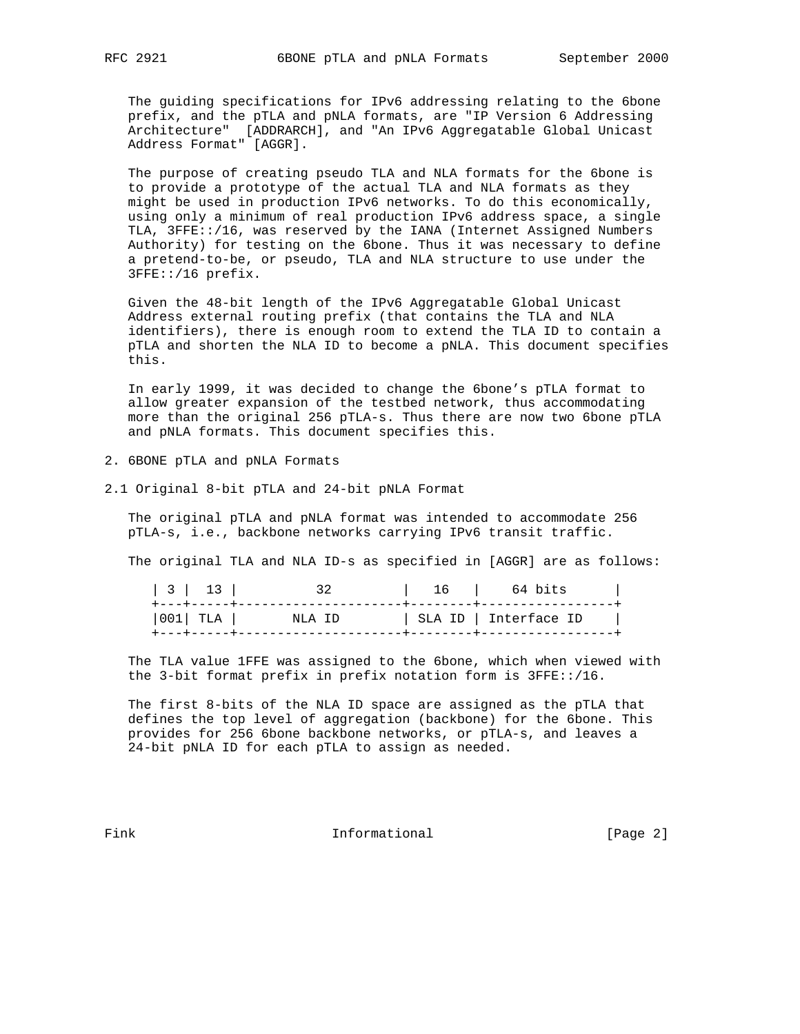The guiding specifications for IPv6 addressing relating to the 6bone prefix, and the pTLA and pNLA formats, are "IP Version 6 Addressing Architecture" [ADDRARCH], and "An IPv6 Aggregatable Global Unicast Address Format" [AGGR].

The purpose of creating pseudo TLA and NLA formats for the 6bone is to provide a prototype of the actual TLA and NLA formats as they might be used in production IPv6 networks. To do this economically, using only a minimum of real production IPv6 address space, a single TLA, 3FFE::/16, was reserved by the IANA (Internet Assigned Numbers Authority) for testing on the 6bone. Thus it was necessary to define a pretend-to-be, or pseudo, TLA and NLA structure to use under the 3FFE::/16 prefix.

Given the 48-bit length of the IPv6 Aggregatable Global Unicast Address external routing prefix (that contains the TLA and NLA identifiers), there is enough room to extend the TLA ID to contain a pTLA and shorten the NLA ID to become a pNLA. This document specifies this.

In early 1999, it was decided to change the 6bone's pTLA format to allow greater expansion of the testbed network, thus accommodating more than the original 256 pTLA-s. Thus there are now two 6bone pTLA and pNLA formats. This document specifies this.

## 2. 6BONE pTLA and pNLA Formats

### 2.1 Original 8-bit pTLA and 24-bit pNLA Format

The original pTLA and pNLA format was intended to accommodate 256 pTLA-s, i.e., backbone networks carrying IPv6 transit traffic.

The original TLA and NLA ID-s as specified in [AGGR] are as follows:

```
| 3 |  13 |          32          |   16   |     64 bits      |
+---+-----+----------------------+--------+------------------+
|001| TLA |        NLA ID        | SLA ID | Interface ID     |
+---+-----+----------------------+--------+------------------+
```

The TLA value 1FFE was assigned to the 6bone, which when viewed with the 3-bit format prefix in prefix notation form is 3FFE::/16.

The first 8-bits of the NLA ID space are assigned as the pTLA that defines the top level of aggregation (backbone) for the 6bone. This provides for 256 6bone backbone networks, or pTLA-s, and leaves a 24-bit pNLA ID for each pTLA to assign as needed.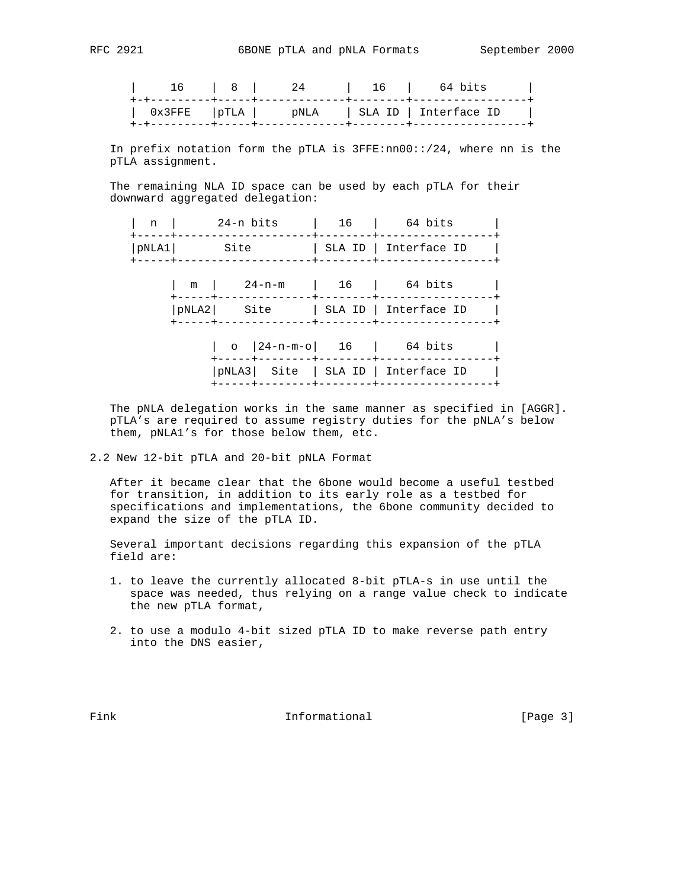```
|     16    |  8  |      24      |   16   |     64 bits      |
+-+---------+-----+-------------+--------+-----------------+
|  0x3FFE   |pTLA |     pNLA    | SLA ID | Interface ID    |
+-+---------+-----+-------------+--------+-----------------+
```

In prefix notation form the pTLA is 3FFE:nn00::/24, where nn is the pTLA assignment.

The remaining NLA ID space can be used by each pTLA for their downward aggregated delegation:

```
|  n  |      24-n bits     |   16   |    64 bits      |
+-----+--------------------+--------+-----------------+
|pNLA1|       Site         | SLA ID | Interface ID    |
+-----+--------------------+--------+-----------------+

      |  m  |    24-n-m    |   16   |    64 bits      |
      +-----+--------------+--------+-----------------+
      |pNLA2|    Site      | SLA ID | Interface ID    |
      +-----+--------------+--------+-----------------+

            |  o  |24-n-m-o|   16   |    64 bits      |
            +-----+--------+--------+-----------------+
            |pNLA3|  Site  | SLA ID | Interface ID    |
            +-----+--------+--------+-----------------+
```

The pNLA delegation works in the same manner as specified in [AGGR]. pTLA's are required to assume registry duties for the pNLA's below them, pNLA1's for those below them, etc.

## 2.2 New 12-bit pTLA and 20-bit pNLA Format

After it became clear that the 6bone would become a useful testbed for transition, in addition to its early role as a testbed for specifications and implementations, the 6bone community decided to expand the size of the pTLA ID.

Several important decisions regarding this expansion of the pTLA field are:

1. to leave the currently allocated 8-bit pTLA-s in use until the space was needed, thus relying on a range value check to indicate the new pTLA format,

2. to use a modulo 4-bit sized pTLA ID to make reverse path entry into the DNS easier,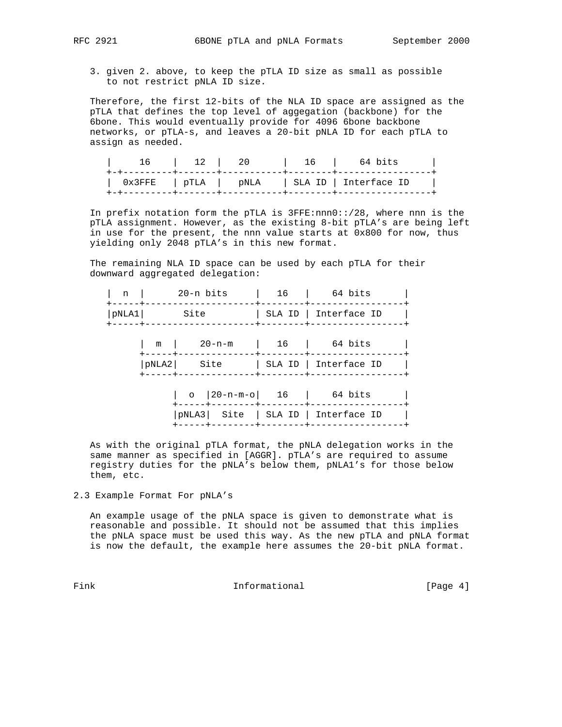3. given 2. above, to keep the pTLA ID size as small as possible to not restrict pNLA ID size.

Therefore, the first 12-bits of the NLA ID space are assigned as the pTLA that defines the top level of aggegation (backbone) for the 6bone. This would eventually provide for 4096 6bone backbone networks, or pTLA-s, and leaves a 20-bit pNLA ID for each pTLA to assign as needed.

```
|     16    |   12  |    20     |   16   |     64 bits      |
+-+---------+-------+-----------+--------+-----------------+
|  0x3FFE   | pTLA  |   pNLA    | SLA ID | Interface ID    |
+-+---------+-------+-----------+--------+-----------------+
```

In prefix notation form the pTLA is 3FFE:nnn0::/28, where nnn is the pTLA assignment. However, as the existing 8-bit pTLA's are being left in use for the present, the nnn value starts at 0x800 for now, thus yielding only 2048 pTLA's in this new format.

The remaining NLA ID space can be used by each pTLA for their downward aggregated delegation:

```
|  n  |      20-n bits      |   16   |     64 bits      |
+-----+---------------------+--------+-----------------+
|pNLA1|       Site          | SLA ID | Interface ID    |
+-----+---------------------+--------+-----------------+

      |  m  |    20-n-m     |   16   |     64 bits      |
      +-----+---------------+--------+-----------------+
      |pNLA2|    Site       | SLA ID | Interface ID    |
      +-----+---------------+--------+-----------------+

            |  o  |20-n-m-o|   16   |     64 bits      |
            +-----+--------+--------+-----------------+
            |pNLA3|  Site  | SLA ID | Interface ID    |
            +-----+--------+--------+-----------------+
```

As with the original pTLA format, the pNLA delegation works in the same manner as specified in [AGGR]. pTLA's are required to assume registry duties for the pNLA's below them, pNLA1's for those below them, etc.

## 2.3 Example Format For pNLA's

An example usage of the pNLA space is given to demonstrate what is reasonable and possible. It should not be assumed that this implies the pNLA space must be used this way. As the new pTLA and pNLA format is now the default, the example here assumes the 20-bit pNLA format.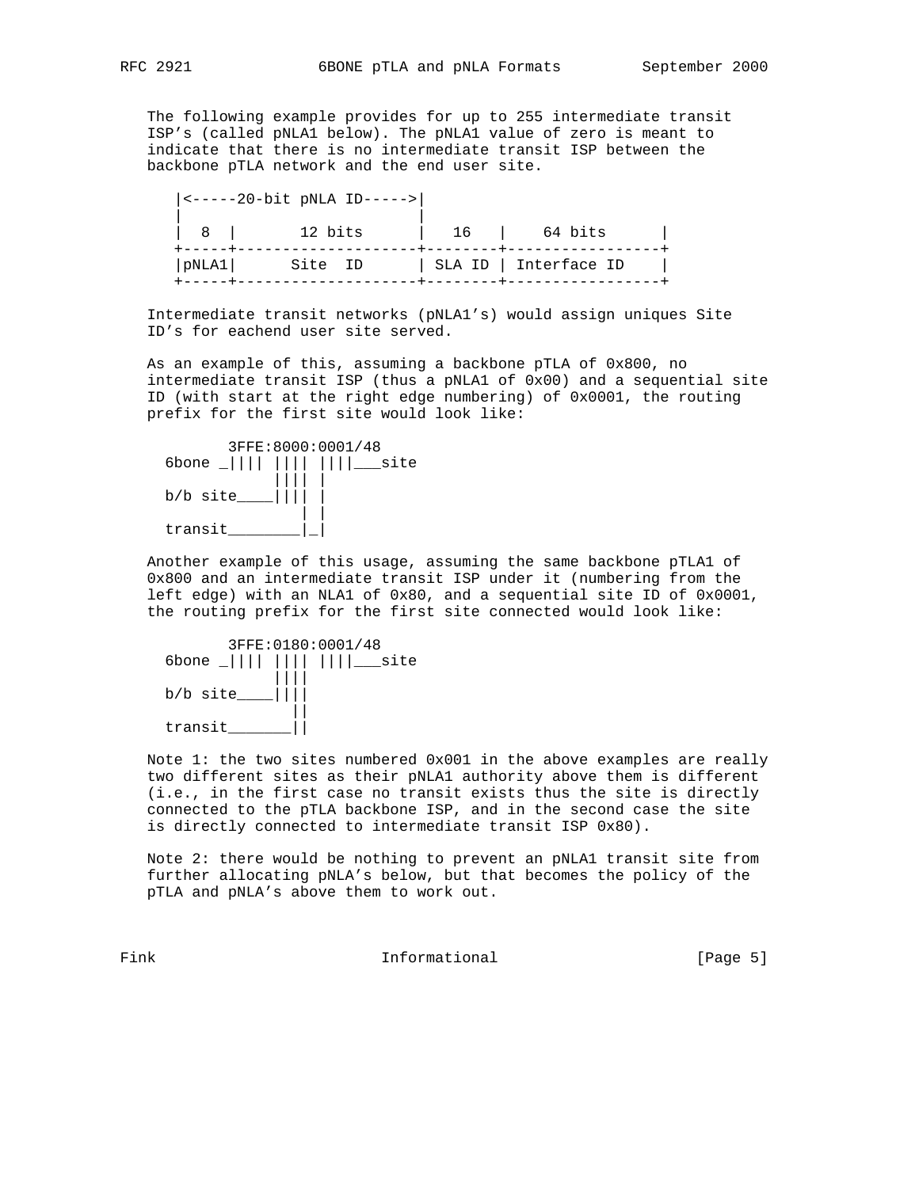The following example provides for up to 255 intermediate transit ISP's (called pNLA1 below). The pNLA1 value of zero is meant to indicate that there is no intermediate transit ISP between the backbone pTLA network and the end user site.

```
|<-----20-bit pNLA ID----->|
|                          |
|  8  |       12 bits      |   16   |    64 bits      |
+-----+--------------------+--------+-----------------+
|pNLA1|      Site  ID      | SLA ID | Interface ID    |
+-----+--------------------+--------+-----------------+
```

Intermediate transit networks (pNLA1's) would assign uniques Site ID's for eachend user site served.

As an example of this, assuming a backbone pTLA of 0x800, no intermediate transit ISP (thus a pNLA1 of 0x00) and a sequential site ID (with start at the right edge numbering) of 0x0001, the routing prefix for the first site would look like:

```
        3FFE:8000:0001/48
  6bone _|||| |||| ||||___site
              |||| |
  b/b site____|||| |
                 | |
  transit________|_|
```

Another example of this usage, assuming the same backbone pTLA1 of 0x800 and an intermediate transit ISP under it (numbering from the left edge) with an NLA1 of 0x80, and a sequential site ID of 0x0001, the routing prefix for the first site connected would look like:

```
        3FFE:0180:0001/48
  6bone _|||| |||| ||||___site
              ||||
  b/b site____||||
                ||
  transit_______||
```

Note 1: the two sites numbered 0x001 in the above examples are really two different sites as their pNLA1 authority above them is different (i.e., in the first case no transit exists thus the site is directly connected to the pTLA backbone ISP, and in the second case the site is directly connected to intermediate transit ISP 0x80).

Note 2: there would be nothing to prevent an pNLA1 transit site from further allocating pNLA's below, but that becomes the policy of the pTLA and pNLA's above them to work out.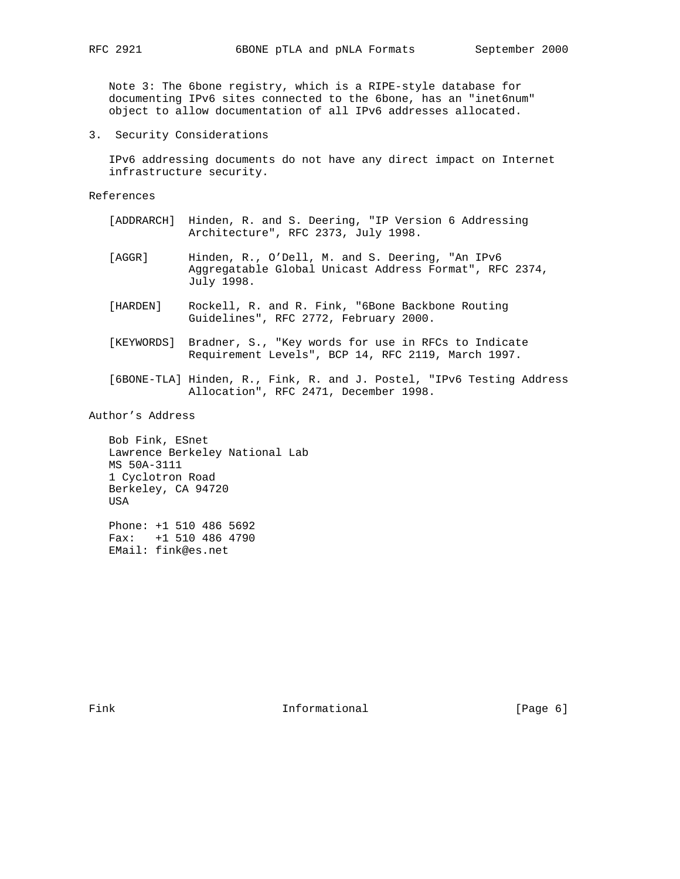Note 3: The 6bone registry, which is a RIPE-style database for documenting IPv6 sites connected to the 6bone, has an "inet6num" object to allow documentation of all IPv6 addresses allocated.

## 3. Security Considerations

IPv6 addressing documents do not have any direct impact on Internet infrastructure security.

## References

[ADDRARCH] Hinden, R. and S. Deering, "IP Version 6 Addressing Architecture", RFC 2373, July 1998.

[AGGR] Hinden, R., O'Dell, M. and S. Deering, "An IPv6 Aggregatable Global Unicast Address Format", RFC 2374, July 1998.

[HARDEN] Rockell, R. and R. Fink, "6Bone Backbone Routing Guidelines", RFC 2772, February 2000.

[KEYWORDS] Bradner, S., "Key words for use in RFCs to Indicate Requirement Levels", BCP 14, RFC 2119, March 1997.

[6BONE-TLA] Hinden, R., Fink, R. and J. Postel, "IPv6 Testing Address Allocation", RFC 2471, December 1998.

## Author's Address

Bob Fink, ESnet
Lawrence Berkeley National Lab
MS 50A-3111
1 Cyclotron Road
Berkeley, CA 94720
USA

Phone: +1 510 486 5692
Fax: +1 510 486 4790
EMail: fink@es.net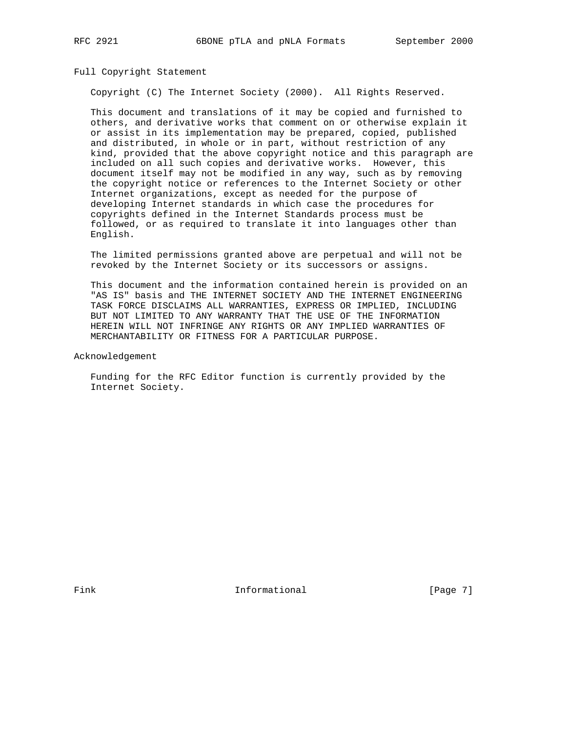## Full Copyright Statement

Copyright (C) The Internet Society (2000). All Rights Reserved.

This document and translations of it may be copied and furnished to others, and derivative works that comment on or otherwise explain it or assist in its implementation may be prepared, copied, published and distributed, in whole or in part, without restriction of any kind, provided that the above copyright notice and this paragraph are included on all such copies and derivative works. However, this document itself may not be modified in any way, such as by removing the copyright notice or references to the Internet Society or other Internet organizations, except as needed for the purpose of developing Internet standards in which case the procedures for copyrights defined in the Internet Standards process must be followed, or as required to translate it into languages other than English.

The limited permissions granted above are perpetual and will not be revoked by the Internet Society or its successors or assigns.

This document and the information contained herein is provided on an "AS IS" basis and THE INTERNET SOCIETY AND THE INTERNET ENGINEERING TASK FORCE DISCLAIMS ALL WARRANTIES, EXPRESS OR IMPLIED, INCLUDING BUT NOT LIMITED TO ANY WARRANTY THAT THE USE OF THE INFORMATION HEREIN WILL NOT INFRINGE ANY RIGHTS OR ANY IMPLIED WARRANTIES OF MERCHANTABILITY OR FITNESS FOR A PARTICULAR PURPOSE.

## Acknowledgement

Funding for the RFC Editor function is currently provided by the Internet Society.